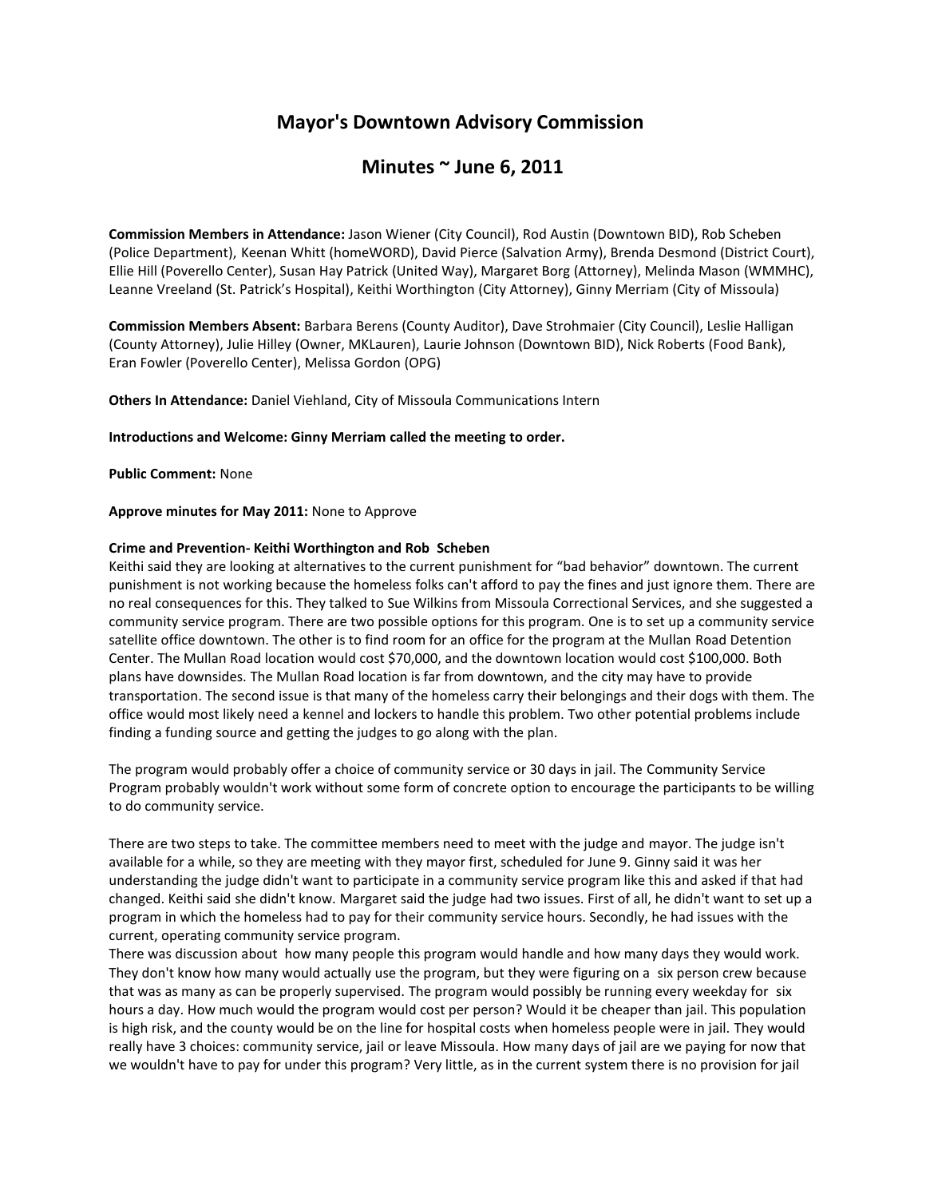# Mayor's Downtown Advisory Commission

## Minutes ~ June 6, 2011

**Commission Members in Attendance:** Jason Wiener (City Council), Rod Austin (Downtown BID), Rob Scheben (Police Department), Keenan Whitt (homeWORD), David Pierce (Salvation Army), Brenda Desmond (District Court), Ellie Hill (Poverello Center), Susan Hay Patrick (United Way), Margaret Borg (Attorney), Melinda Mason (WMMHC), Leanne Vreeland (St. Patrick's Hospital), Keithi Worthington (City Attorney), Ginny Merriam (City of Missoula)

**Commission Members Absent:** Barbara Berens (County Auditor), Dave Strohmaier (City Council), Leslie Halligan (County Attorney), Julie Hilley (Owner, MKLauren), Laurie Johnson (Downtown BID), Nick Roberts (Food Bank), Eran Fowler (Poverello Center), Melissa Gordon (OPG)

**Others In Attendance:** Daniel Viehland, City of Missoula Communications Intern

**Introductions and Welcome: Ginny Merriam called the meeting to order.**

**Public Comment:** None

**Approve minutes for May 2011:** None to Approve

**Crime and Prevention- Keithi Worthington and Rob Scheben**

Keithi said they are looking at alternatives to the current punishment for "bad behavior" downtown. The current punishment is not working because the homeless folks can't afford to pay the fines and just ignore them. There are no real consequences for this. They talked to Sue Wilkins from Missoula Correctional Services, and she suggested a community service program. There are two possible options for this program. One is to set up a community service satellite office downtown. The other is to find room for an office for the program at the Mullan Road Detention Center. The Mullan Road location would cost $70,000, and the downtown location would cost $100,000. Both plans have downsides. The Mullan Road location is far from downtown, and the city may have to provide transportation. The second issue is that many of the homeless carry their belongings and their dogs with them. The office would most likely need a kennel and lockers to handle this problem. Two other potential problems include finding a funding source and getting the judges to go along with the plan.

The program would probably offer a choice of community service or 30 days in jail. The Community Service Program probably wouldn't work without some form of concrete option to encourage the participants to be willing to do community service.

There are two steps to take. The committee members need to meet with the judge and mayor. The judge isn't available for a while, so they are meeting with they mayor first, scheduled for June 9. Ginny said it was her understanding the judge didn't want to participate in a community service program like this and asked if that had changed. Keithi said she didn't know. Margaret said the judge had two issues. First of all, he didn't want to set up a program in which the homeless had to pay for their community service hours. Secondly, he had issues with the current, operating community service program.

There was discussion about how many people this program would handle and how many days they would work. They don't know how many would actually use the program, but they were figuring on a six person crew because that was as many as can be properly supervised. The program would possibly be running every weekday for six hours a day. How much would the program would cost per person? Would it be cheaper than jail. This population is high risk, and the county would be on the line for hospital costs when homeless people were in jail. They would really have 3 choices: community service, jail or leave Missoula. How many days of jail are we paying for now that we wouldn't have to pay for under this program? Very little, as in the current system there is no provision for jail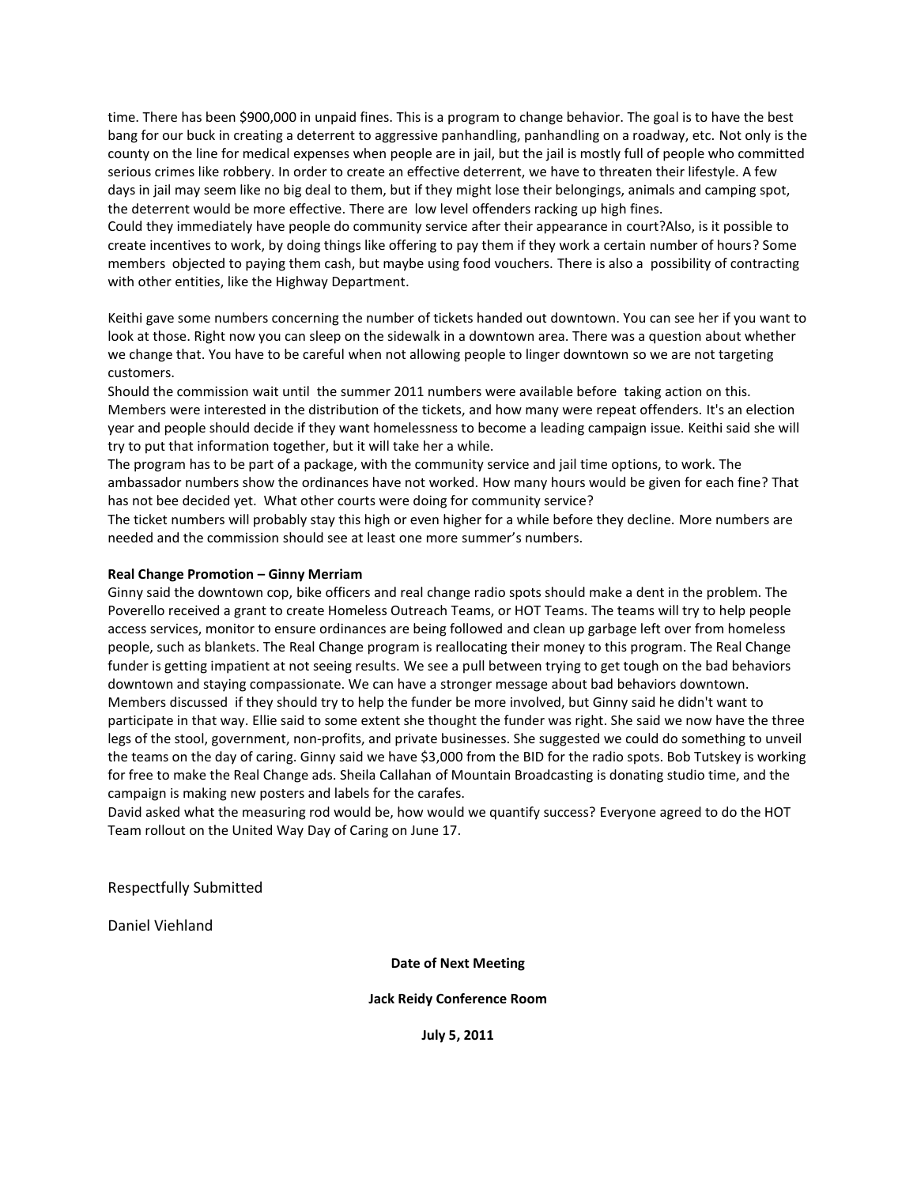time. There has been $900,000 in unpaid fines. This is a program to change behavior. The goal is to have the best bang for our buck in creating a deterrent to aggressive panhandling, panhandling on a roadway, etc. Not only is the county on the line for medical expenses when people are in jail, but the jail is mostly full of people who committed serious crimes like robbery. In order to create an effective deterrent, we have to threaten their lifestyle. A few days in jail may seem like no big deal to them, but if they might lose their belongings, animals and camping spot, the deterrent would be more effective. There are low level offenders racking up high fines.
Could they immediately have people do community service after their appearance in court?Also, is it possible to create incentives to work, by doing things like offering to pay them if they work a certain number of hours? Some members objected to paying them cash, but maybe using food vouchers. There is also a possibility of contracting with other entities, like the Highway Department.

Keithi gave some numbers concerning the number of tickets handed out downtown. You can see her if you want to look at those. Right now you can sleep on the sidewalk in a downtown area. There was a question about whether we change that. You have to be careful when not allowing people to linger downtown so we are not targeting customers.
Should the commission wait until the summer 2011 numbers were available before taking action on this. Members were interested in the distribution of the tickets, and how many were repeat offenders. It's an election year and people should decide if they want homelessness to become a leading campaign issue. Keithi said she will try to put that information together, but it will take her a while.
The program has to be part of a package, with the community service and jail time options, to work. The ambassador numbers show the ordinances have not worked. How many hours would be given for each fine? That has not bee decided yet. What other courts were doing for community service?
The ticket numbers will probably stay this high or even higher for a while before they decline. More numbers are needed and the commission should see at least one more summer's numbers.

**Real Change Promotion – Ginny Merriam**

Ginny said the downtown cop, bike officers and real change radio spots should make a dent in the problem. The Poverello received a grant to create Homeless Outreach Teams, or HOT Teams. The teams will try to help people access services, monitor to ensure ordinances are being followed and clean up garbage left over from homeless people, such as blankets. The Real Change program is reallocating their money to this program. The Real Change funder is getting impatient at not seeing results. We see a pull between trying to get tough on the bad behaviors downtown and staying compassionate. We can have a stronger message about bad behaviors downtown. Members discussed if they should try to help the funder be more involved, but Ginny said he didn't want to participate in that way. Ellie said to some extent she thought the funder was right. She said we now have the three legs of the stool, government, non-profits, and private businesses. She suggested we could do something to unveil the teams on the day of caring. Ginny said we have $3,000 from the BID for the radio spots. Bob Tutskey is working for free to make the Real Change ads. Sheila Callahan of Mountain Broadcasting is donating studio time, and the campaign is making new posters and labels for the carafes.
David asked what the measuring rod would be, how would we quantify success? Everyone agreed to do the HOT Team rollout on the United Way Day of Caring on June 17.

Respectfully Submitted

Daniel Viehland

**Date of Next Meeting**

**Jack Reidy Conference Room**

**July 5, 2011**